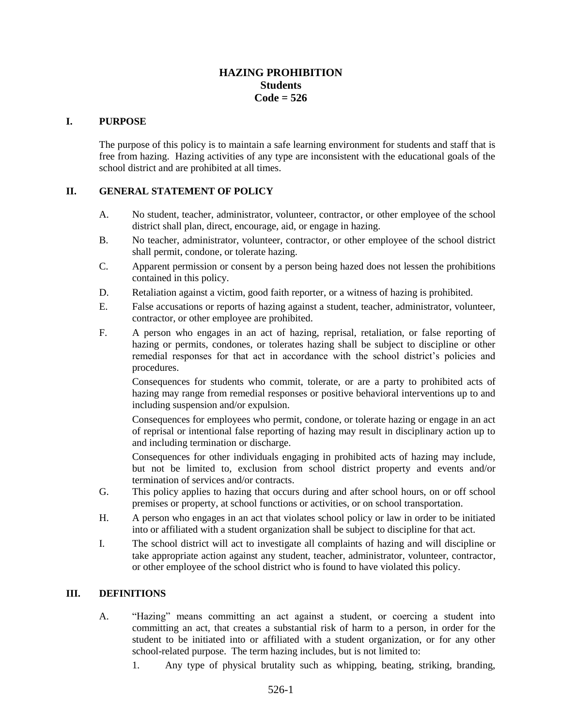# HAZING PROHIBITION
## Students
## Code = 526

### I. PURPOSE

The purpose of this policy is to maintain a safe learning environment for students and staff that is free from hazing. Hazing activities of any type are inconsistent with the educational goals of the school district and are prohibited at all times.

### II. GENERAL STATEMENT OF POLICY

A. No student, teacher, administrator, volunteer, contractor, or other employee of the school district shall plan, direct, encourage, aid, or engage in hazing.

B. No teacher, administrator, volunteer, contractor, or other employee of the school district shall permit, condone, or tolerate hazing.

C. Apparent permission or consent by a person being hazed does not lessen the prohibitions contained in this policy.

D. Retaliation against a victim, good faith reporter, or a witness of hazing is prohibited.

E. False accusations or reports of hazing against a student, teacher, administrator, volunteer, contractor, or other employee are prohibited.

F. A person who engages in an act of hazing, reprisal, retaliation, or false reporting of hazing or permits, condones, or tolerates hazing shall be subject to discipline or other remedial responses for that act in accordance with the school district's policies and procedures.

   Consequences for students who commit, tolerate, or are a party to prohibited acts of hazing may range from remedial responses or positive behavioral interventions up to and including suspension and/or expulsion.

   Consequences for employees who permit, condone, or tolerate hazing or engage in an act of reprisal or intentional false reporting of hazing may result in disciplinary action up to and including termination or discharge.

   Consequences for other individuals engaging in prohibited acts of hazing may include, but not be limited to, exclusion from school district property and events and/or termination of services and/or contracts.

G. This policy applies to hazing that occurs during and after school hours, on or off school premises or property, at school functions or activities, or on school transportation.

H. A person who engages in an act that violates school policy or law in order to be initiated into or affiliated with a student organization shall be subject to discipline for that act.

I. The school district will act to investigate all complaints of hazing and will discipline or take appropriate action against any student, teacher, administrator, volunteer, contractor, or other employee of the school district who is found to have violated this policy.

### III. DEFINITIONS

A. "Hazing" means committing an act against a student, or coercing a student into committing an act, that creates a substantial risk of harm to a person, in order for the student to be initiated into or affiliated with a student organization, or for any other school-related purpose. The term hazing includes, but is not limited to:

   1. Any type of physical brutality such as whipping, beating, striking, branding,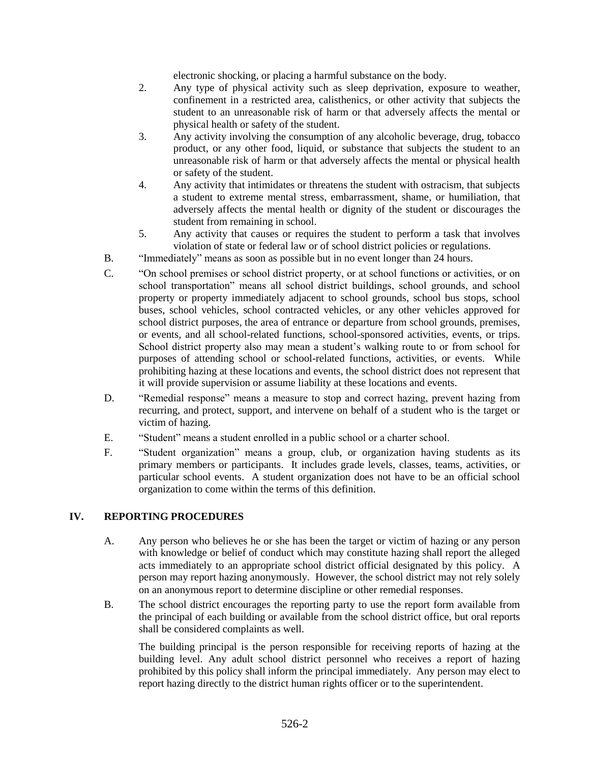electronic shocking, or placing a harmful substance on the body.

2. Any type of physical activity such as sleep deprivation, exposure to weather, confinement in a restricted area, calisthenics, or other activity that subjects the student to an unreasonable risk of harm or that adversely affects the mental or physical health or safety of the student.
3. Any activity involving the consumption of any alcoholic beverage, drug, tobacco product, or any other food, liquid, or substance that subjects the student to an unreasonable risk of harm or that adversely affects the mental or physical health or safety of the student.
4. Any activity that intimidates or threatens the student with ostracism, that subjects a student to extreme mental stress, embarrassment, shame, or humiliation, that adversely affects the mental health or dignity of the student or discourages the student from remaining in school.
5. Any activity that causes or requires the student to perform a task that involves violation of state or federal law or of school district policies or regulations.

B. "Immediately" means as soon as possible but in no event longer than 24 hours.

C. "On school premises or school district property, or at school functions or activities, or on school transportation" means all school district buildings, school grounds, and school property or property immediately adjacent to school grounds, school bus stops, school buses, school vehicles, school contracted vehicles, or any other vehicles approved for school district purposes, the area of entrance or departure from school grounds, premises, or events, and all school-related functions, school-sponsored activities, events, or trips. School district property also may mean a student's walking route to or from school for purposes of attending school or school-related functions, activities, or events. While prohibiting hazing at these locations and events, the school district does not represent that it will provide supervision or assume liability at these locations and events.

D. "Remedial response" means a measure to stop and correct hazing, prevent hazing from recurring, and protect, support, and intervene on behalf of a student who is the target or victim of hazing.

E. "Student" means a student enrolled in a public school or a charter school.

F. "Student organization" means a group, club, or organization having students as its primary members or participants. It includes grade levels, classes, teams, activities, or particular school events. A student organization does not have to be an official school organization to come within the terms of this definition.

## IV. REPORTING PROCEDURES

A. Any person who believes he or she has been the target or victim of hazing or any person with knowledge or belief of conduct which may constitute hazing shall report the alleged acts immediately to an appropriate school district official designated by this policy. A person may report hazing anonymously. However, the school district may not rely solely on an anonymous report to determine discipline or other remedial responses.

B. The school district encourages the reporting party to use the report form available from the principal of each building or available from the school district office, but oral reports shall be considered complaints as well.

The building principal is the person responsible for receiving reports of hazing at the building level. Any adult school district personnel who receives a report of hazing prohibited by this policy shall inform the principal immediately. Any person may elect to report hazing directly to the district human rights officer or to the superintendent.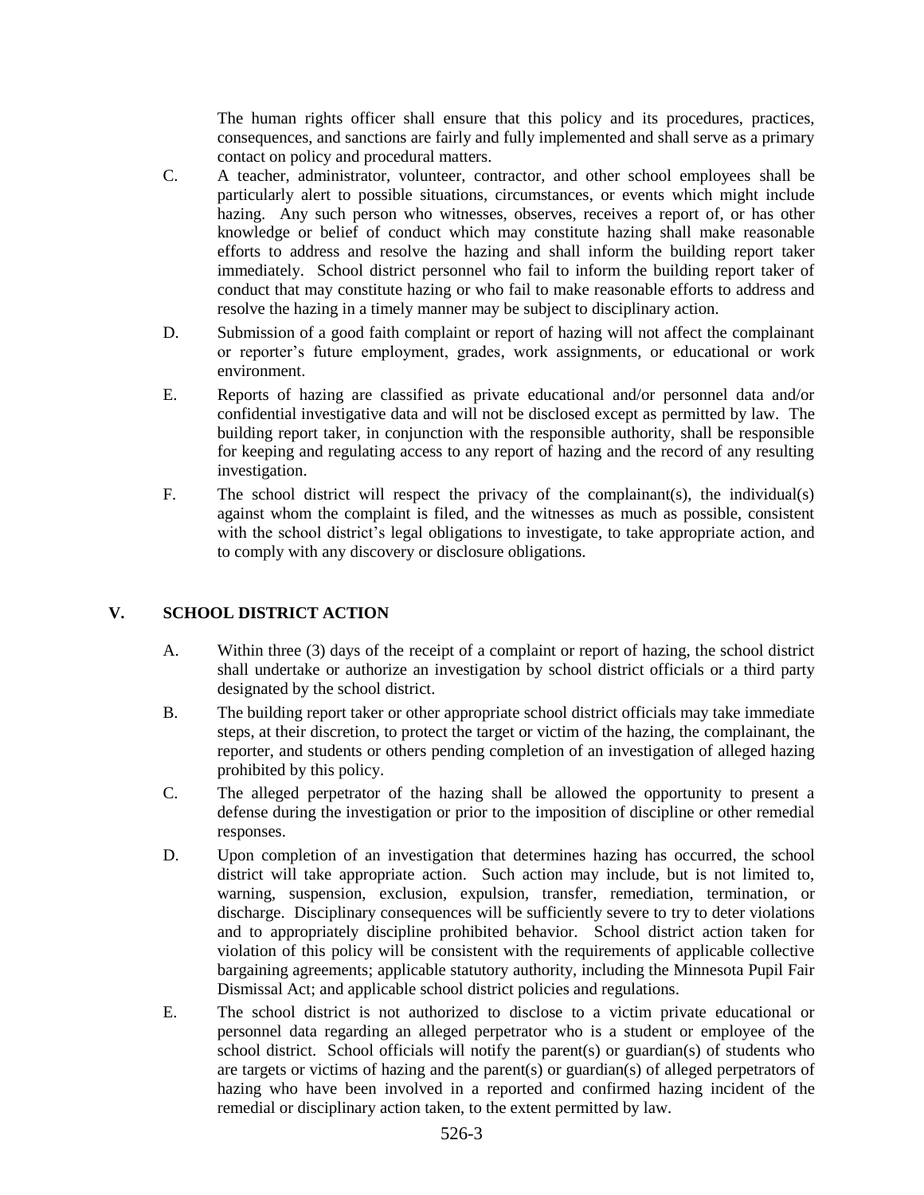The human rights officer shall ensure that this policy and its procedures, practices, consequences, and sanctions are fairly and fully implemented and shall serve as a primary contact on policy and procedural matters.

C. A teacher, administrator, volunteer, contractor, and other school employees shall be particularly alert to possible situations, circumstances, or events which might include hazing. Any such person who witnesses, observes, receives a report of, or has other knowledge or belief of conduct which may constitute hazing shall make reasonable efforts to address and resolve the hazing and shall inform the building report taker immediately. School district personnel who fail to inform the building report taker of conduct that may constitute hazing or who fail to make reasonable efforts to address and resolve the hazing in a timely manner may be subject to disciplinary action.

D. Submission of a good faith complaint or report of hazing will not affect the complainant or reporter's future employment, grades, work assignments, or educational or work environment.

E. Reports of hazing are classified as private educational and/or personnel data and/or confidential investigative data and will not be disclosed except as permitted by law. The building report taker, in conjunction with the responsible authority, shall be responsible for keeping and regulating access to any report of hazing and the record of any resulting investigation.

F. The school district will respect the privacy of the complainant(s), the individual(s) against whom the complaint is filed, and the witnesses as much as possible, consistent with the school district's legal obligations to investigate, to take appropriate action, and to comply with any discovery or disclosure obligations.

## V. SCHOOL DISTRICT ACTION

A. Within three (3) days of the receipt of a complaint or report of hazing, the school district shall undertake or authorize an investigation by school district officials or a third party designated by the school district.

B. The building report taker or other appropriate school district officials may take immediate steps, at their discretion, to protect the target or victim of the hazing, the complainant, the reporter, and students or others pending completion of an investigation of alleged hazing prohibited by this policy.

C. The alleged perpetrator of the hazing shall be allowed the opportunity to present a defense during the investigation or prior to the imposition of discipline or other remedial responses.

D. Upon completion of an investigation that determines hazing has occurred, the school district will take appropriate action. Such action may include, but is not limited to, warning, suspension, exclusion, expulsion, transfer, remediation, termination, or discharge. Disciplinary consequences will be sufficiently severe to try to deter violations and to appropriately discipline prohibited behavior. School district action taken for violation of this policy will be consistent with the requirements of applicable collective bargaining agreements; applicable statutory authority, including the Minnesota Pupil Fair Dismissal Act; and applicable school district policies and regulations.

E. The school district is not authorized to disclose to a victim private educational or personnel data regarding an alleged perpetrator who is a student or employee of the school district. School officials will notify the parent(s) or guardian(s) of students who are targets or victims of hazing and the parent(s) or guardian(s) of alleged perpetrators of hazing who have been involved in a reported and confirmed hazing incident of the remedial or disciplinary action taken, to the extent permitted by law.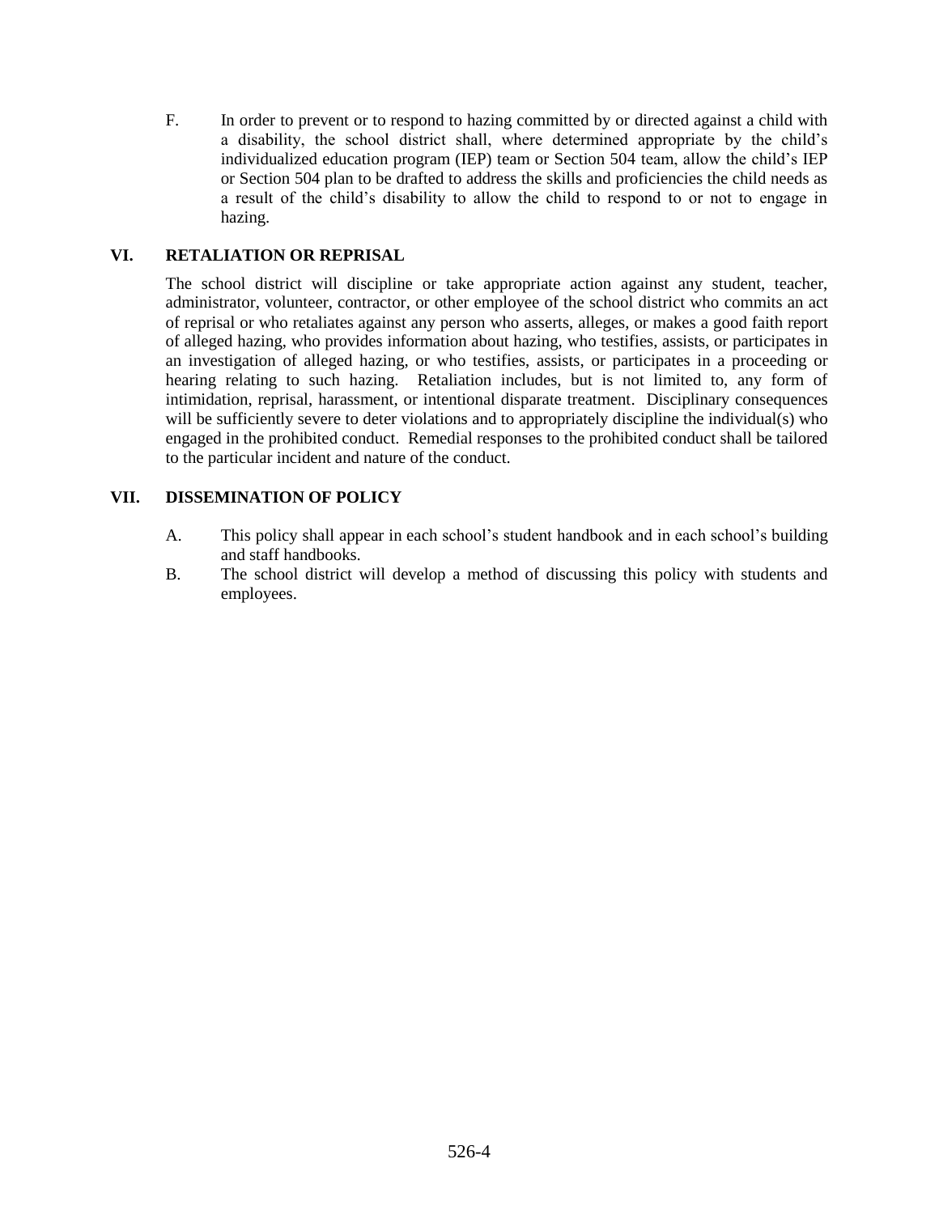F. In order to prevent or to respond to hazing committed by or directed against a child with a disability, the school district shall, where determined appropriate by the child's individualized education program (IEP) team or Section 504 team, allow the child's IEP or Section 504 plan to be drafted to address the skills and proficiencies the child needs as a result of the child's disability to allow the child to respond to or not to engage in hazing.

## VI. RETALIATION OR REPRISAL

The school district will discipline or take appropriate action against any student, teacher, administrator, volunteer, contractor, or other employee of the school district who commits an act of reprisal or who retaliates against any person who asserts, alleges, or makes a good faith report of alleged hazing, who provides information about hazing, who testifies, assists, or participates in an investigation of alleged hazing, or who testifies, assists, or participates in a proceeding or hearing relating to such hazing. Retaliation includes, but is not limited to, any form of intimidation, reprisal, harassment, or intentional disparate treatment. Disciplinary consequences will be sufficiently severe to deter violations and to appropriately discipline the individual(s) who engaged in the prohibited conduct. Remedial responses to the prohibited conduct shall be tailored to the particular incident and nature of the conduct.

## VII. DISSEMINATION OF POLICY

A. This policy shall appear in each school's student handbook and in each school's building and staff handbooks.

B. The school district will develop a method of discussing this policy with students and employees.